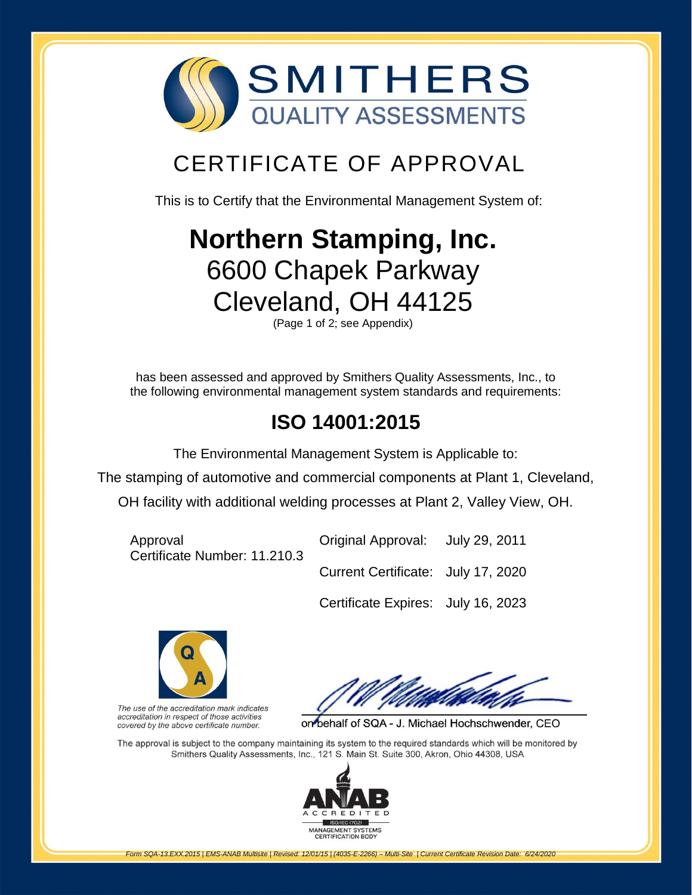# SMITHERS
## QUALITY ASSESSMENTS

# CERTIFICATE OF APPROVAL

This is to Certify that the Environmental Management System of:

# **Northern Stamping, Inc.**
## 6600 Chapek Parkway
## Cleveland, OH 44125

(Page 1 of 2; see Appendix)

has been assessed and approved by Smithers Quality Assessments, Inc., to the following environmental management system standards and requirements:

## **ISO 14001:2015**

The Environmental Management System is Applicable to:

The stamping of automotive and commercial components at Plant 1, Cleveland, OH facility with additional welding processes at Plant 2, Valley View, OH.

Approval
Certificate Number: 11.210.3

| | |
|---|---|
| Original Approval: | July 29, 2011 |
| Current Certificate: | July 17, 2020 |
| Certificate Expires: | July 16, 2023 |

Q A

*The use of the accreditation mark indicates accreditation in respect of those activities covered by the above certificate number.*

on behalf of SQA - J. Michael Hochschwender, CEO

The approval is subject to the company maintaining its system to the required standards which will be monitored by Smithers Quality Assessments, Inc., 121 S. Main St. Suite 300, Akron, Ohio 44308, USA

ANAB ACCREDITED ISO/IEC 17021 MANAGEMENT SYSTEMS CERTIFICATION BODY

*Form SQA-13.EXX.2015 | EMS-ANAB Multisite | Revised: 12/01/15 | (4035-E-2266) – Multi-Site | Current Certificate Revision Date: 6/24/2020*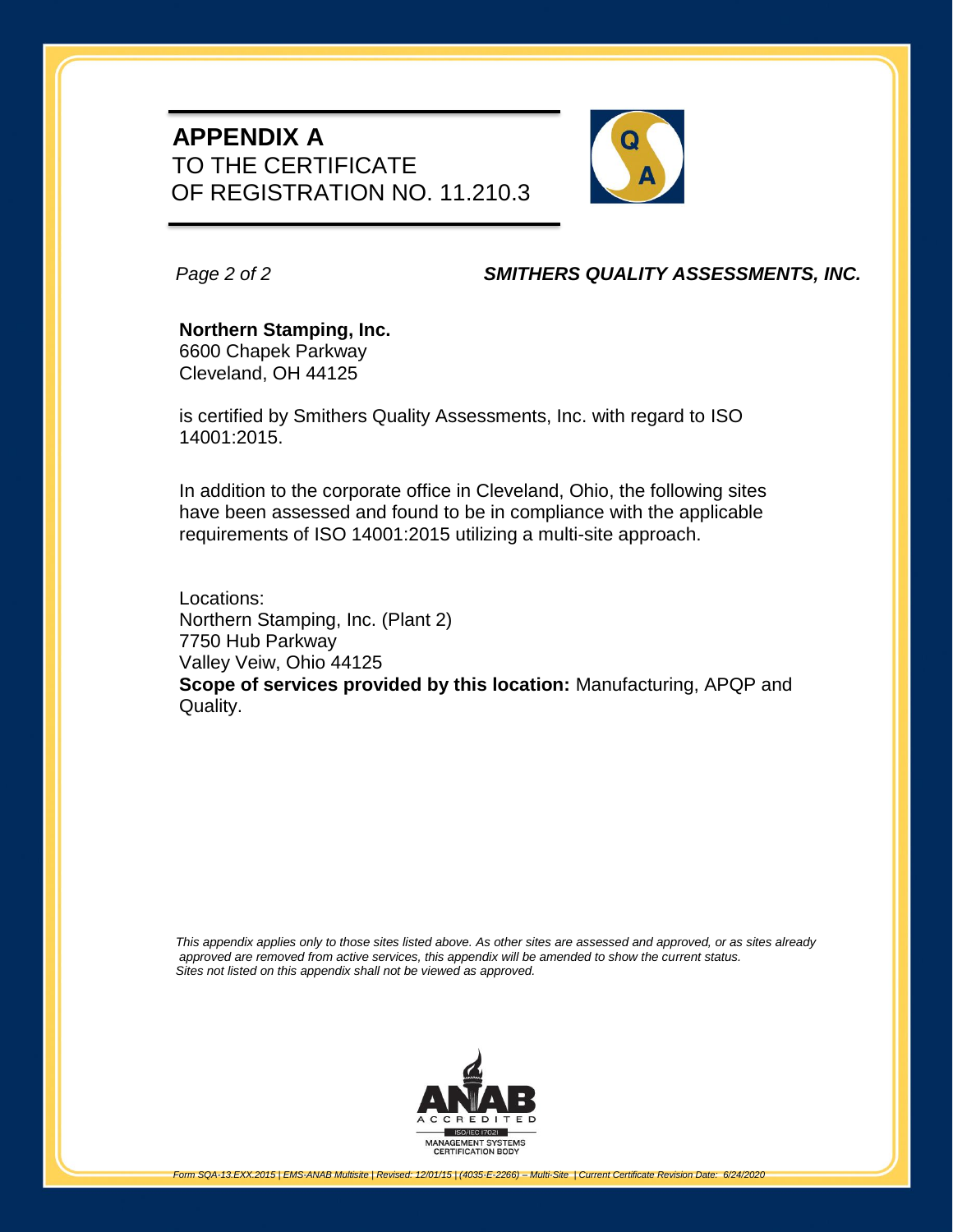# APPENDIX A
TO THE CERTIFICATE
OF REGISTRATION NO. 11.210.3

*Page 2 of 2* ***SMITHERS QUALITY ASSESSMENTS, INC.***

**Northern Stamping, Inc.**
6600 Chapek Parkway
Cleveland, OH 44125

is certified by Smithers Quality Assessments, Inc. with regard to ISO 14001:2015.

In addition to the corporate office in Cleveland, Ohio, the following sites have been assessed and found to be in compliance with the applicable requirements of ISO 14001:2015 utilizing a multi-site approach.

Locations:
Northern Stamping, Inc. (Plant 2)
7750 Hub Parkway
Valley Veiw, Ohio 44125
**Scope of services provided by this location:** Manufacturing, APQP and Quality.

*This appendix applies only to those sites listed above. As other sites are assessed and approved, or as sites already approved are removed from active services, this appendix will be amended to show the current status. Sites not listed on this appendix shall not be viewed as approved.*

ANAB ACCREDITED
ISO/IEC 17021
MANAGEMENT SYSTEMS CERTIFICATION BODY

*Form SQA-13.EXX.2015 | EMS-ANAB Multisite | Revised: 12/01/15 | (4035-E-2266) – Multi-Site | Current Certificate Revision Date: 6/24/2020*